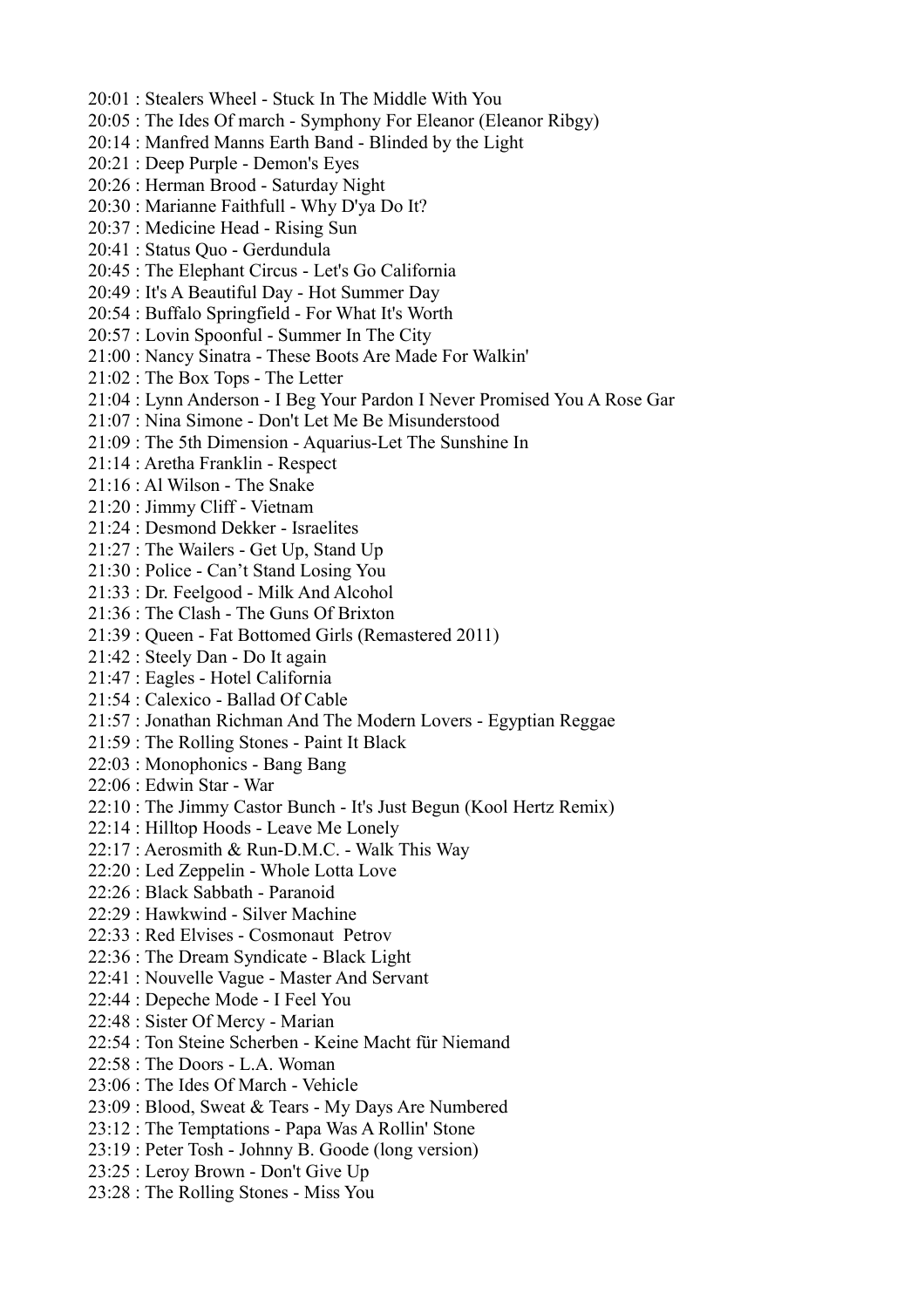20:01 : Stealers Wheel - Stuck In The Middle With You
20:05 : The Ides Of march - Symphony For Eleanor (Eleanor Ribgy)
20:14 : Manfred Manns Earth Band - Blinded by the Light
20:21 : Deep Purple - Demon's Eyes
20:26 : Herman Brood - Saturday Night
20:30 : Marianne Faithfull - Why D'ya Do It?
20:37 : Medicine Head - Rising Sun
20:41 : Status Quo - Gerdundula
20:45 : The Elephant Circus - Let's Go California
20:49 : It's A Beautiful Day - Hot Summer Day
20:54 : Buffalo Springfield - For What It's Worth
20:57 : Lovin Spoonful - Summer In The City
21:00 : Nancy Sinatra - These Boots Are Made For Walkin'
21:02 : The Box Tops - The Letter
21:04 : Lynn Anderson - I Beg Your Pardon I Never Promised You A Rose Gar
21:07 : Nina Simone - Don't Let Me Be Misunderstood
21:09 : The 5th Dimension - Aquarius-Let The Sunshine In
21:14 : Aretha Franklin - Respect
21:16 : Al Wilson - The Snake
21:20 : Jimmy Cliff - Vietnam
21:24 : Desmond Dekker - Israelites
21:27 : The Wailers - Get Up, Stand Up
21:30 : Police - Can't Stand Losing You
21:33 : Dr. Feelgood - Milk And Alcohol
21:36 : The Clash - The Guns Of Brixton
21:39 : Queen - Fat Bottomed Girls (Remastered 2011)
21:42 : Steely Dan - Do It again
21:47 : Eagles - Hotel California
21:54 : Calexico - Ballad Of Cable
21:57 : Jonathan Richman And The Modern Lovers - Egyptian Reggae
21:59 : The Rolling Stones - Paint It Black
22:03 : Monophonics - Bang Bang
22:06 : Edwin Star - War
22:10 : The Jimmy Castor Bunch - It's Just Begun (Kool Hertz Remix)
22:14 : Hilltop Hoods - Leave Me Lonely
22:17 : Aerosmith & Run-D.M.C. - Walk This Way
22:20 : Led Zeppelin - Whole Lotta Love
22:26 : Black Sabbath - Paranoid
22:29 : Hawkwind - Silver Machine
22:33 : Red Elvises - Cosmonaut Petrov
22:36 : The Dream Syndicate - Black Light
22:41 : Nouvelle Vague - Master And Servant
22:44 : Depeche Mode - I Feel You
22:48 : Sister Of Mercy - Marian
22:54 : Ton Steine Scherben - Keine Macht für Niemand
22:58 : The Doors - L.A. Woman
23:06 : The Ides Of March - Vehicle
23:09 : Blood, Sweat & Tears - My Days Are Numbered
23:12 : The Temptations - Papa Was A Rollin' Stone
23:19 : Peter Tosh - Johnny B. Goode (long version)
23:25 : Leroy Brown - Don't Give Up
23:28 : The Rolling Stones - Miss You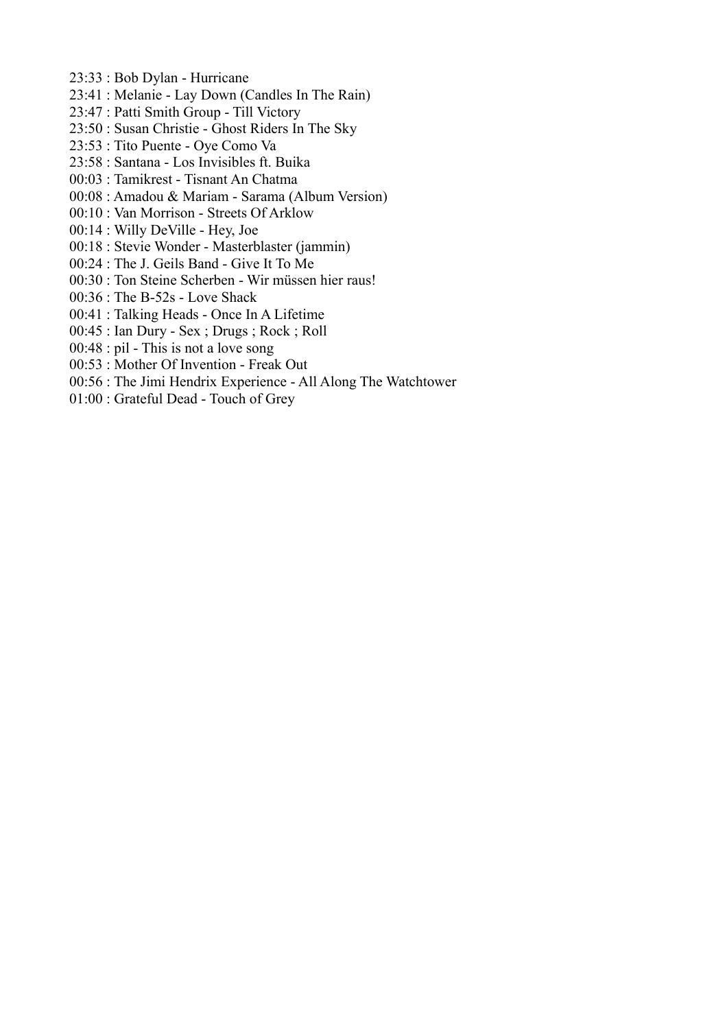23:33 : Bob Dylan - Hurricane
23:41 : Melanie - Lay Down (Candles In The Rain)
23:47 : Patti Smith Group - Till Victory
23:50 : Susan Christie - Ghost Riders In The Sky
23:53 : Tito Puente - Oye Como Va
23:58 : Santana - Los Invisibles ft. Buika
00:03 : Tamikrest - Tisnant An Chatma
00:08 : Amadou & Mariam - Sarama (Album Version)
00:10 : Van Morrison - Streets Of Arklow
00:14 : Willy DeVille - Hey, Joe
00:18 : Stevie Wonder - Masterblaster (jammin)
00:24 : The J. Geils Band - Give It To Me
00:30 : Ton Steine Scherben - Wir müssen hier raus!
00:36 : The B-52s - Love Shack
00:41 : Talking Heads - Once In A Lifetime
00:45 : Ian Dury - Sex ; Drugs ; Rock ; Roll
00:48 : pil - This is not a love song
00:53 : Mother Of Invention - Freak Out
00:56 : The Jimi Hendrix Experience - All Along The Watchtower
01:00 : Grateful Dead - Touch of Grey